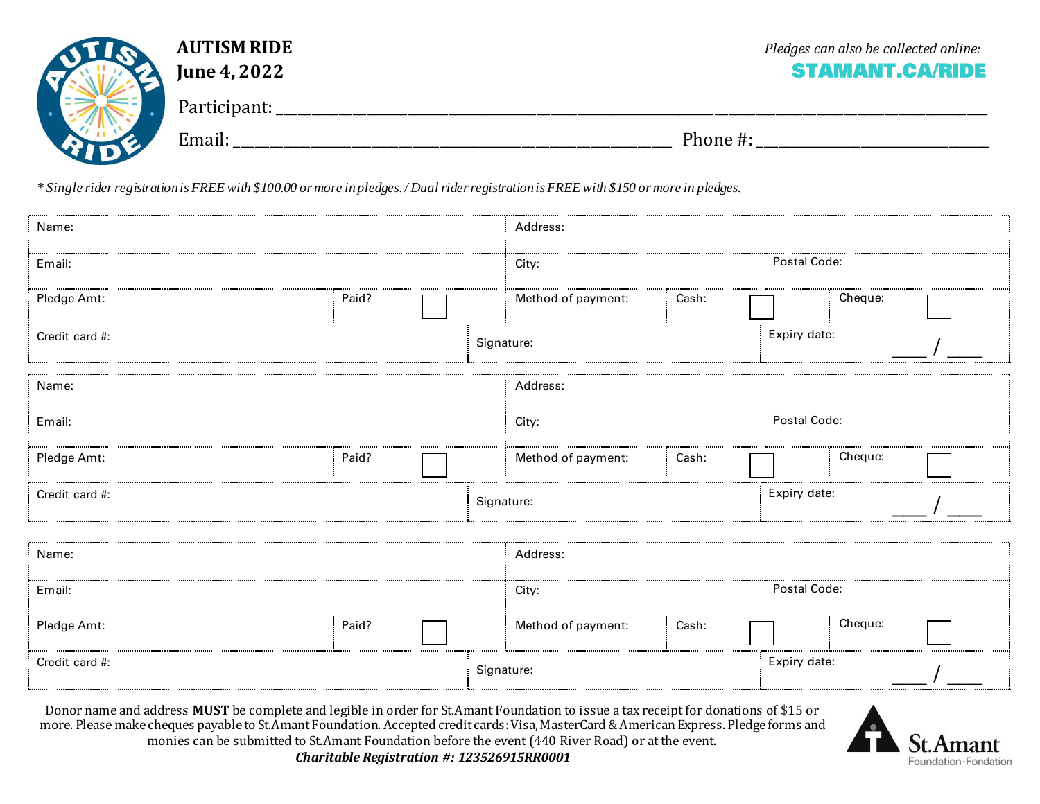**AUTISM RIDE**
**June 4, 2022**

*Pledges can also be collected online:*
**STAMANT.CA/RIDE**

Participant: ______________________________________________

Email: ______________________________ Phone #: ____________________

*\* Single rider registration is FREE with $100.00 or more in pledges. / Dual rider registration is FREE with $150 or more in pledges.*

| Name: | | Address: | | |
|---|---|---|---|---|
| Email: | | City: | Postal Code: | |
| Pledge Amt: | Paid? ☐ | Method of payment: | Cash: ☐ | Cheque: ☐ |
| Credit card #: | Signature: | | Expiry date: ____ / ____ | |

| Name: | | Address: | | |
|---|---|---|---|---|
| Email: | | City: | Postal Code: | |
| Pledge Amt: | Paid? ☐ | Method of payment: | Cash: ☐ | Cheque: ☐ |
| Credit card #: | Signature: | | Expiry date: ____ / ____ | |

| Name: | | Address: | | |
|---|---|---|---|---|
| Email: | | City: | Postal Code: | |
| Pledge Amt: | Paid? ☐ | Method of payment: | Cash: ☐ | Cheque: ☐ |
| Credit card #: | Signature: | | Expiry date: ____ / ____ | |

Donor name and address **MUST** be complete and legible in order for St.Amant Foundation to issue a tax receipt for donations of $15 or more. Please make cheques payable to St.Amant Foundation. Accepted credit cards: Visa, MasterCard & American Express. Pledge forms and monies can be submitted to St.Amant Foundation before the event (440 River Road) or at the event.

***Charitable Registration #: 123526915RR0001***

St.Amant Foundation · Fondation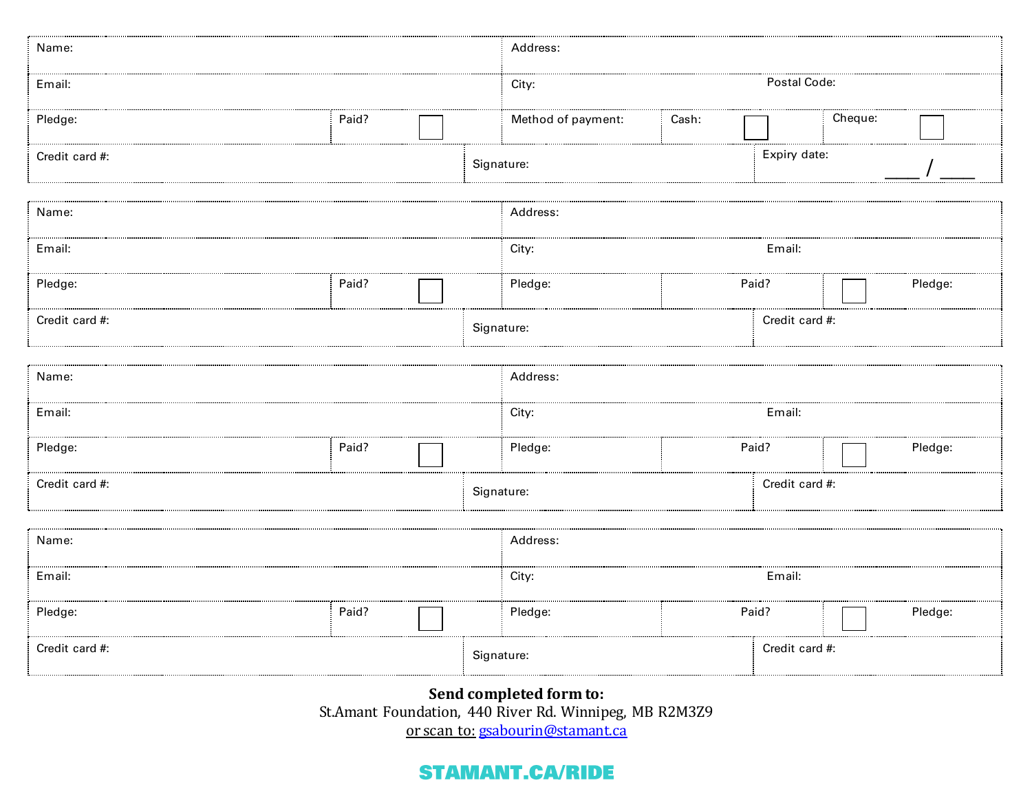| | | | | | |
|---|---|---|---|---|---|
| Name: | | Address: | | | |
| Email: | | City: | | Postal Code: | |
| Pledge: | Paid? ☐ | Method of payment: | Cash: ☐ | Cheque: ☐ | |
| Credit card #: | Signature: | | | Expiry date: ___ / ___ | |

| | | | | | |
|---|---|---|---|---|---|
| Name: | | Address: | | | |
| Email: | | City: | | Email: | |
| Pledge: | Paid? ☐ | Pledge: | Paid? ☐ | Pledge: | |
| Credit card #: | Signature: | | | Credit card #: | |

| | | | | | |
|---|---|---|---|---|---|
| Name: | | Address: | | | |
| Email: | | City: | | Email: | |
| Pledge: | Paid? ☐ | Pledge: | Paid? ☐ | Pledge: | |
| Credit card #: | Signature: | | | Credit card #: | |

| | | | | | |
|---|---|---|---|---|---|
| Name: | | Address: | | | |
| Email: | | City: | | Email: | |
| Pledge: | Paid? ☐ | Pledge: | Paid? ☐ | Pledge: | |
| Credit card #: | Signature: | | | Credit card #: | |

**Send completed form to:**

St.Amant Foundation, 440 River Rd. Winnipeg, MB R2M3Z9

or scan to: gsabourin@stamant.ca

**STAMANT.CA/RIDE**